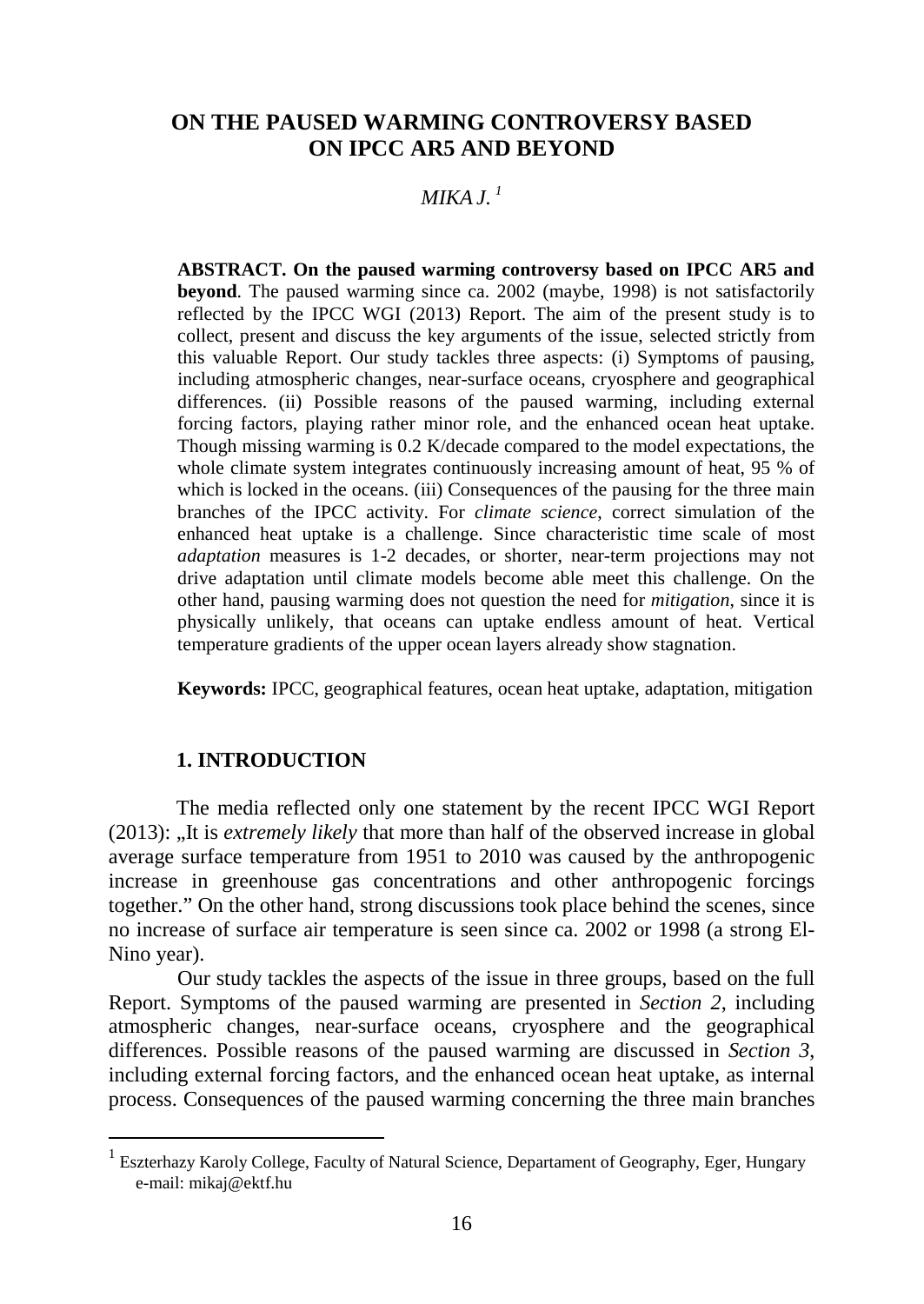# ON THE PAUSED WARMING CONTROVERSY BASED ON IPCC AR5 AND BEYOND

*MIKA J.* [1]

**ABSTRACT. On the paused warming controversy based on IPCC AR5 and beyond**. The paused warming since ca. 2002 (maybe, 1998) is not satisfactorily reflected by the IPCC WGI (2013) Report. The aim of the present study is to collect, present and discuss the key arguments of the issue, selected strictly from this valuable Report. Our study tackles three aspects: (i) Symptoms of pausing, including atmospheric changes, near-surface oceans, cryosphere and geographical differences. (ii) Possible reasons of the paused warming, including external forcing factors, playing rather minor role, and the enhanced ocean heat uptake. Though missing warming is 0.2 K/decade compared to the model expectations, the whole climate system integrates continuously increasing amount of heat, 95 % of which is locked in the oceans. (iii) Consequences of the pausing for the three main branches of the IPCC activity. For *climate science*, correct simulation of the enhanced heat uptake is a challenge. Since characteristic time scale of most *adaptation* measures is 1-2 decades, or shorter, near-term projections may not drive adaptation until climate models become able meet this challenge. On the other hand, pausing warming does not question the need for *mitigation*, since it is physically unlikely, that oceans can uptake endless amount of heat. Vertical temperature gradients of the upper ocean layers already show stagnation.

**Keywords:** IPCC, geographical features, ocean heat uptake, adaptation, mitigation

## 1. INTRODUCTION

The media reflected only one statement by the recent IPCC WGI Report (2013): „It is *extremely likely* that more than half of the observed increase in global average surface temperature from 1951 to 2010 was caused by the anthropogenic increase in greenhouse gas concentrations and other anthropogenic forcings together." On the other hand, strong discussions took place behind the scenes, since no increase of surface air temperature is seen since ca. 2002 or 1998 (a strong El-Nino year).

Our study tackles the aspects of the issue in three groups, based on the full Report. Symptoms of the paused warming are presented in *Section 2*, including atmospheric changes, near-surface oceans, cryosphere and the geographical differences. Possible reasons of the paused warming are discussed in *Section 3*, including external forcing factors, and the enhanced ocean heat uptake, as internal process. Consequences of the paused warming concerning the three main branches

[1] Eszterhazy Karoly College, Faculty of Natural Science, Departament of Geography, Eger, Hungary e-mail: mikaj@ektf.hu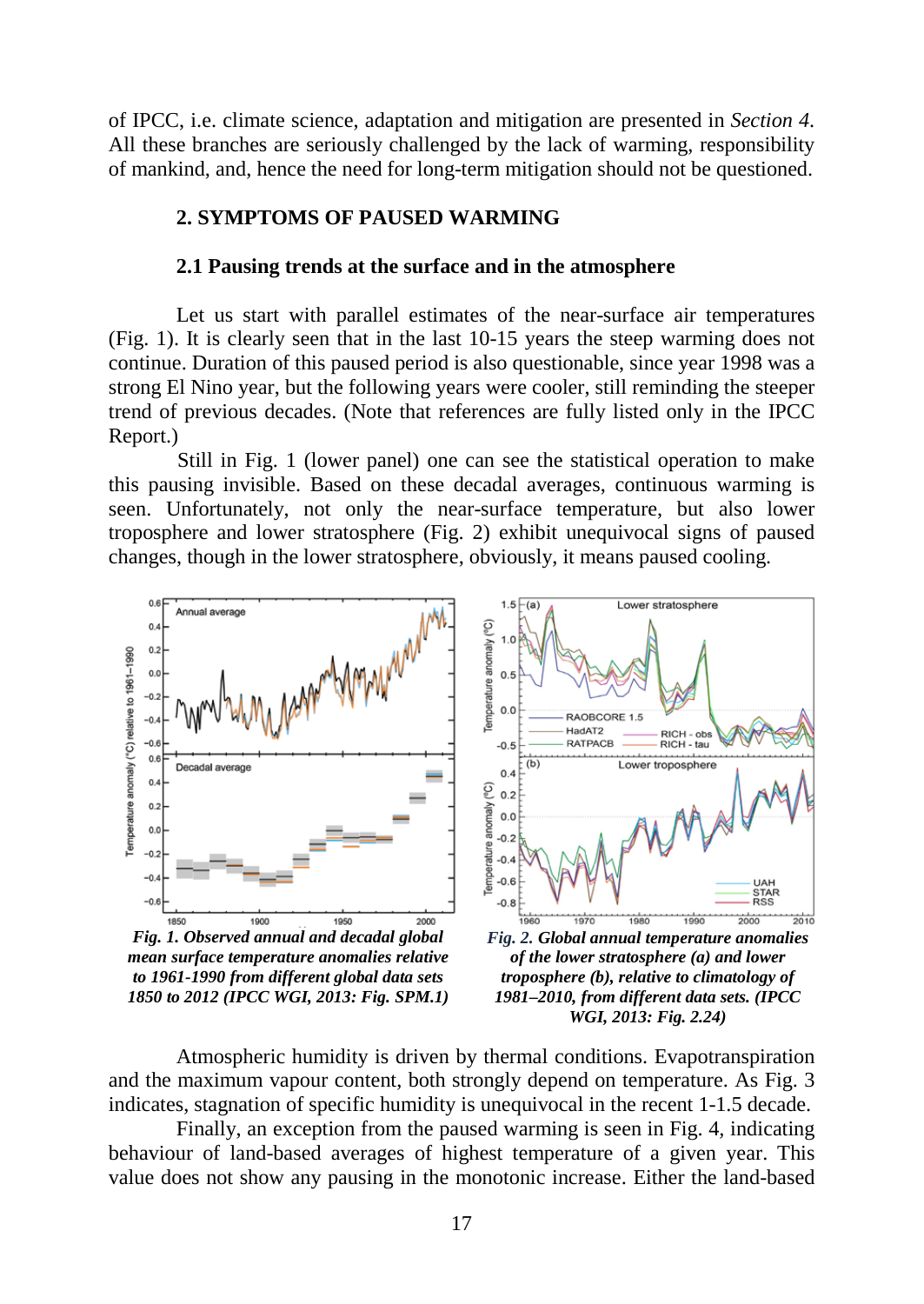of IPCC, i.e. climate science, adaptation and mitigation are presented in *Section 4*. All these branches are seriously challenged by the lack of warming, responsibility of mankind, and, hence the need for long-term mitigation should not be questioned.

## 2. SYMPTOMS OF PAUSED WARMING

### 2.1 Pausing trends at the surface and in the atmosphere

Let us start with parallel estimates of the near-surface air temperatures (Fig. 1). It is clearly seen that in the last 10-15 years the steep warming does not continue. Duration of this paused period is also questionable, since year 1998 was a strong El Nino year, but the following years were cooler, still reminding the steeper trend of previous decades. (Note that references are fully listed only in the IPCC Report.)

Still in Fig. 1 (lower panel) one can see the statistical operation to make this pausing invisible. Based on these decadal averages, continuous warming is seen. Unfortunately, not only the near-surface temperature, but also lower troposphere and lower stratosphere (Fig. 2) exhibit unequivocal signs of paused changes, though in the lower stratosphere, obviously, it means paused cooling.

Annual average
Decadal average
Temperature anomaly (°C) relative to 1961–1990
0.6
0.4
0.2
0.0
−0.2
−0.4
−0.6
1850
1900
1950
2000

***Fig. 1. Observed annual and decadal global mean surface temperature anomalies relative to 1961-1990 from different global data sets 1850 to 2012 (IPCC WGI, 2013: Fig. SPM.1)***

(a) Lower stratosphere
Temperature anomaly (°C)
1.5
1.0
0.5
0.0
-0.5
RAOBCORE 1.5
HadAT2
RATPACB
RICH - obs
RICH - tau
(b) Lower troposphere
Temperature anomaly (°C)
0.4
0.2
0.0
-0.2
-0.4
-0.6
-0.8
UAH
STAR
RSS
1960
1970
1980
1990
2000
2010

***Fig. 2. Global annual temperature anomalies of the lower stratosphere (a) and lower troposphere (b), relative to climatology of 1981–2010, from different data sets. (IPCC WGI, 2013: Fig. 2.24)***

Atmospheric humidity is driven by thermal conditions. Evapotranspiration and the maximum vapour content, both strongly depend on temperature. As Fig. 3 indicates, stagnation of specific humidity is unequivocal in the recent 1-1.5 decade.

Finally, an exception from the paused warming is seen in Fig. 4, indicating behaviour of land-based averages of highest temperature of a given year. This value does not show any pausing in the monotonic increase. Either the land-based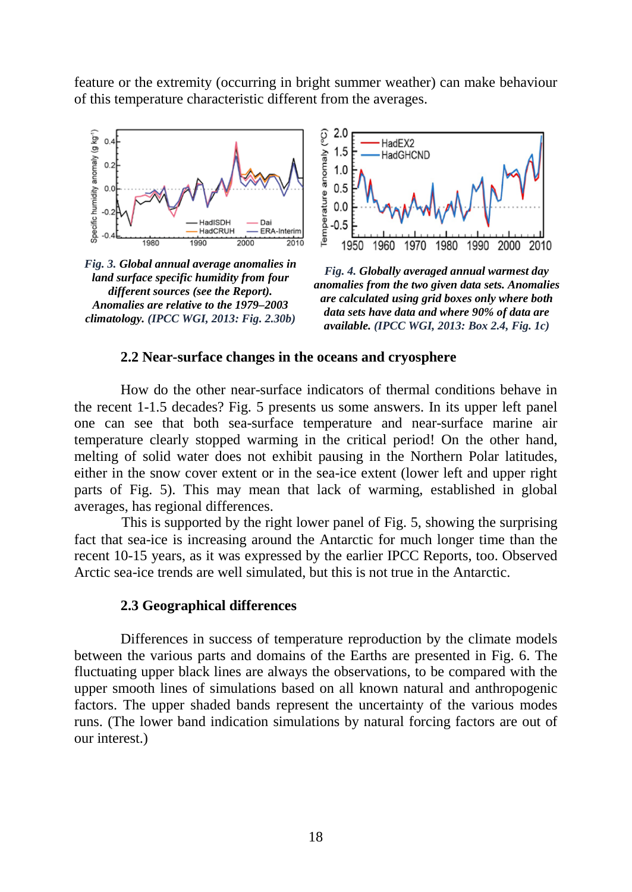feature or the extremity (occurring in bright summer weather) can make behaviour of this temperature characteristic different from the averages.

Specific humidity anomaly (g kg⁻¹)
0.4
0.2
0.0
-0.2
-0.4
1980
1990
2000
2010
HadISDH
HadCRUH
Dai
ERA-Interim

***Fig. 3.*** ***Global annual average anomalies in land surface specific humidity from four different sources (see the Report). Anomalies are relative to the 1979–2003 climatology. (IPCC WGI, 2013: Fig. 2.30b)***

Temperature anomaly (°C)
2.0
1.5
1.0
0.5
0.0
-0.5
1950
1960
1970
1980
1990
2000
2010
HadEX2
HadGHCND

***Fig. 4.*** ***Globally averaged annual warmest day anomalies from the two given data sets. Anomalies are calculated using grid boxes only where both data sets have data and where 90% of data are available. (IPCC WGI, 2013: Box 2.4, Fig. 1c)***

### 2.2 Near-surface changes in the oceans and cryosphere

How do the other near-surface indicators of thermal conditions behave in the recent 1-1.5 decades? Fig. 5 presents us some answers. In its upper left panel one can see that both sea-surface temperature and near-surface marine air temperature clearly stopped warming in the critical period! On the other hand, melting of solid water does not exhibit pausing in the Northern Polar latitudes, either in the snow cover extent or in the sea-ice extent (lower left and upper right parts of Fig. 5). This may mean that lack of warming, established in global averages, has regional differences.

This is supported by the right lower panel of Fig. 5, showing the surprising fact that sea-ice is increasing around the Antarctic for much longer time than the recent 10-15 years, as it was expressed by the earlier IPCC Reports, too. Observed Arctic sea-ice trends are well simulated, but this is not true in the Antarctic.

### 2.3 Geographical differences

Differences in success of temperature reproduction by the climate models between the various parts and domains of the Earths are presented in Fig. 6. The fluctuating upper black lines are always the observations, to be compared with the upper smooth lines of simulations based on all known natural and anthropogenic factors. The upper shaded bands represent the uncertainty of the various modes runs. (The lower band indication simulations by natural forcing factors are out of our interest.)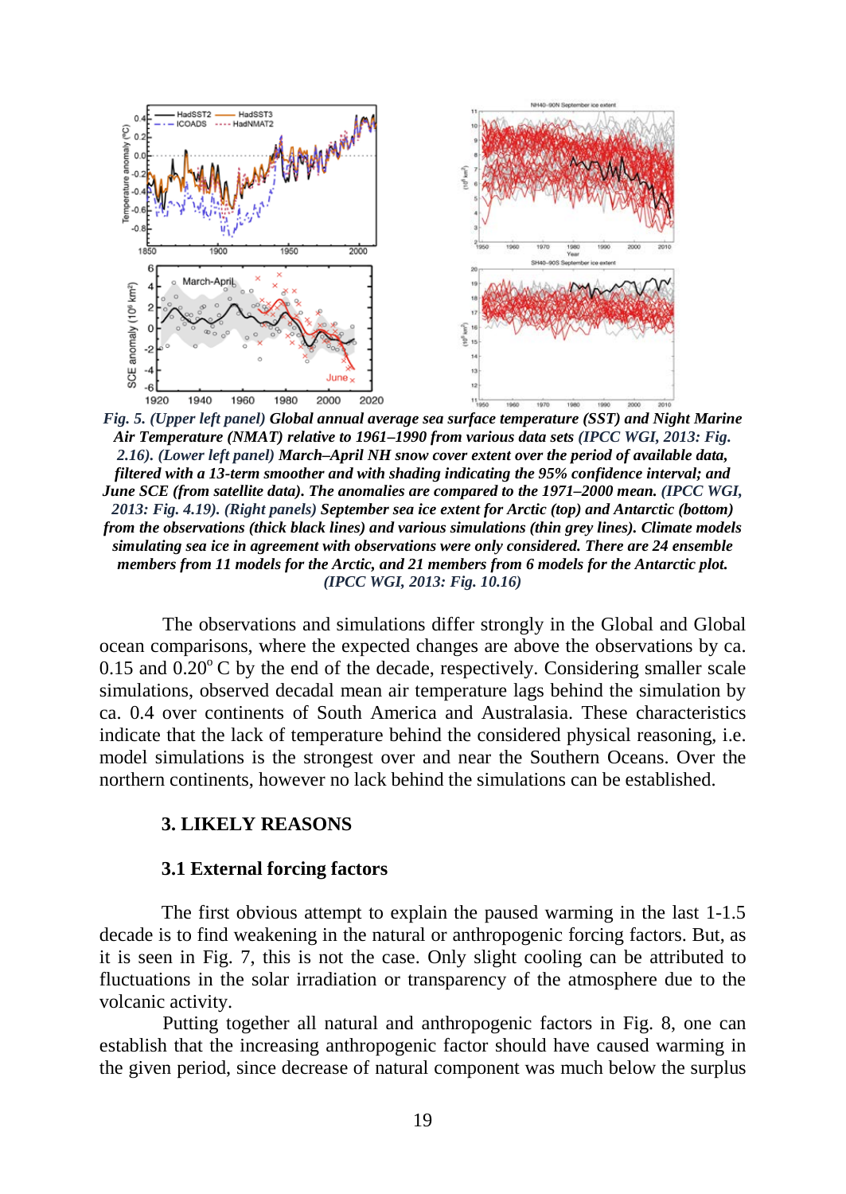0.4
0.2
0.0
-0.2
-0.4
-0.6
-0.8
1850 1900 1950 2000
Temperature anomaly (°C)
HadSST2 HadSST3
ICOADS HadNMAT2

6
4
2
0
-2
-4
-6
1920 1940 1960 1980 2000 2020
SCE anomaly ($10^6$ km²)
March-April
June

NH40-90N September ice extent
($10^6$ km²)
1950 1960 1970 1980 1990 2000 2010
Year

SH40-90S September ice extent
($10^6$ km²)
1950 1960 1970 1980 1990 2000 2010

***Fig. 5. (Upper left panel)* Global annual average sea surface temperature (SST) and Night Marine Air Temperature (NMAT) relative to 1961–1990 from various data sets *(IPCC WGI, 2013: Fig. 2.16). (Lower left panel)* March–April NH snow cover extent over the period of available data, filtered with a 13-term smoother and with shading indicating the 95% confidence interval; and June SCE (from satellite data). The anomalies are compared to the 1971–2000 mean. *(IPCC WGI, 2013: Fig. 4.19). (Right panels)* September sea ice extent for Arctic (top) and Antarctic (bottom) from the observations (thick black lines) and various simulations (thin grey lines). Climate models simulating sea ice in agreement with observations were only considered. There are 24 ensemble members from 11 models for the Arctic, and 21 members from 6 models for the Antarctic plot. *(IPCC WGI, 2013: Fig. 10.16)***

The observations and simulations differ strongly in the Global and Global ocean comparisons, where the expected changes are above the observations by ca. 0.15 and 0.20° C by the end of the decade, respectively. Considering smaller scale simulations, observed decadal mean air temperature lags behind the simulation by ca. 0.4 over continents of South America and Australasia. These characteristics indicate that the lack of temperature behind the considered physical reasoning, i.e. model simulations is the strongest over and near the Southern Oceans. Over the northern continents, however no lack behind the simulations can be established.

## 3. LIKELY REASONS

### 3.1 External forcing factors

The first obvious attempt to explain the paused warming in the last 1-1.5 decade is to find weakening in the natural or anthropogenic forcing factors. But, as it is seen in Fig. 7, this is not the case. Only slight cooling can be attributed to fluctuations in the solar irradiation or transparency of the atmosphere due to the volcanic activity.

Putting together all natural and anthropogenic factors in Fig. 8, one can establish that the increasing anthropogenic factor should have caused warming in the given period, since decrease of natural component was much below the surplus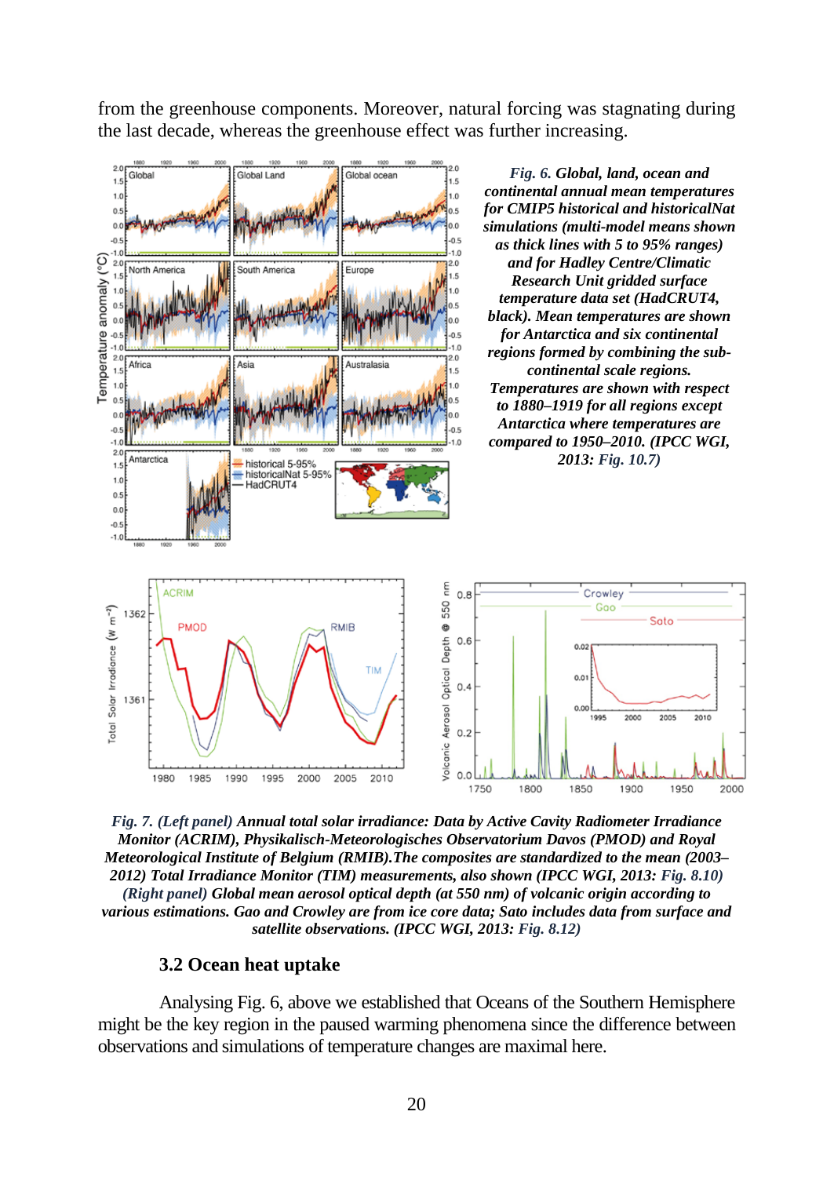from the greenhouse components. Moreover, natural forcing was stagnating during the last decade, whereas the greenhouse effect was further increasing.

*Fig. 6. Global, land, ocean and continental annual mean temperatures for CMIP5 historical and historicalNat simulations (multi-model means shown as thick lines with 5 to 95% ranges) and for Hadley Centre/Climatic Research Unit gridded surface temperature data set (HadCRUT4, black). Mean temperatures are shown for Antarctica and six continental regions formed by combining the sub-continental scale regions. Temperatures are shown with respect to 1880–1919 for all regions except Antarctica where temperatures are compared to 1950–2010. (IPCC WGI, 2013: Fig. 10.7)*

*Fig. 7. (Left panel) Annual total solar irradiance: Data by Active Cavity Radiometer Irradiance Monitor (ACRIM), Physikalisch-Meteorologisches Observatorium Davos (PMOD) and Royal Meteorological Institute of Belgium (RMIB).The composites are standardized to the mean (2003–2012) Total Irradiance Monitor (TIM) measurements, also shown (IPCC WGI, 2013: Fig. 8.10) (Right panel) Global mean aerosol optical depth (at 550 nm) of volcanic origin according to various estimations. Gao and Crowley are from ice core data; Sato includes data from surface and satellite observations. (IPCC WGI, 2013: Fig. 8.12)*

### 3.2 Ocean heat uptake

Analysing Fig. 6, above we established that Oceans of the Southern Hemisphere might be the key region in the paused warming phenomena since the difference between observations and simulations of temperature changes are maximal here.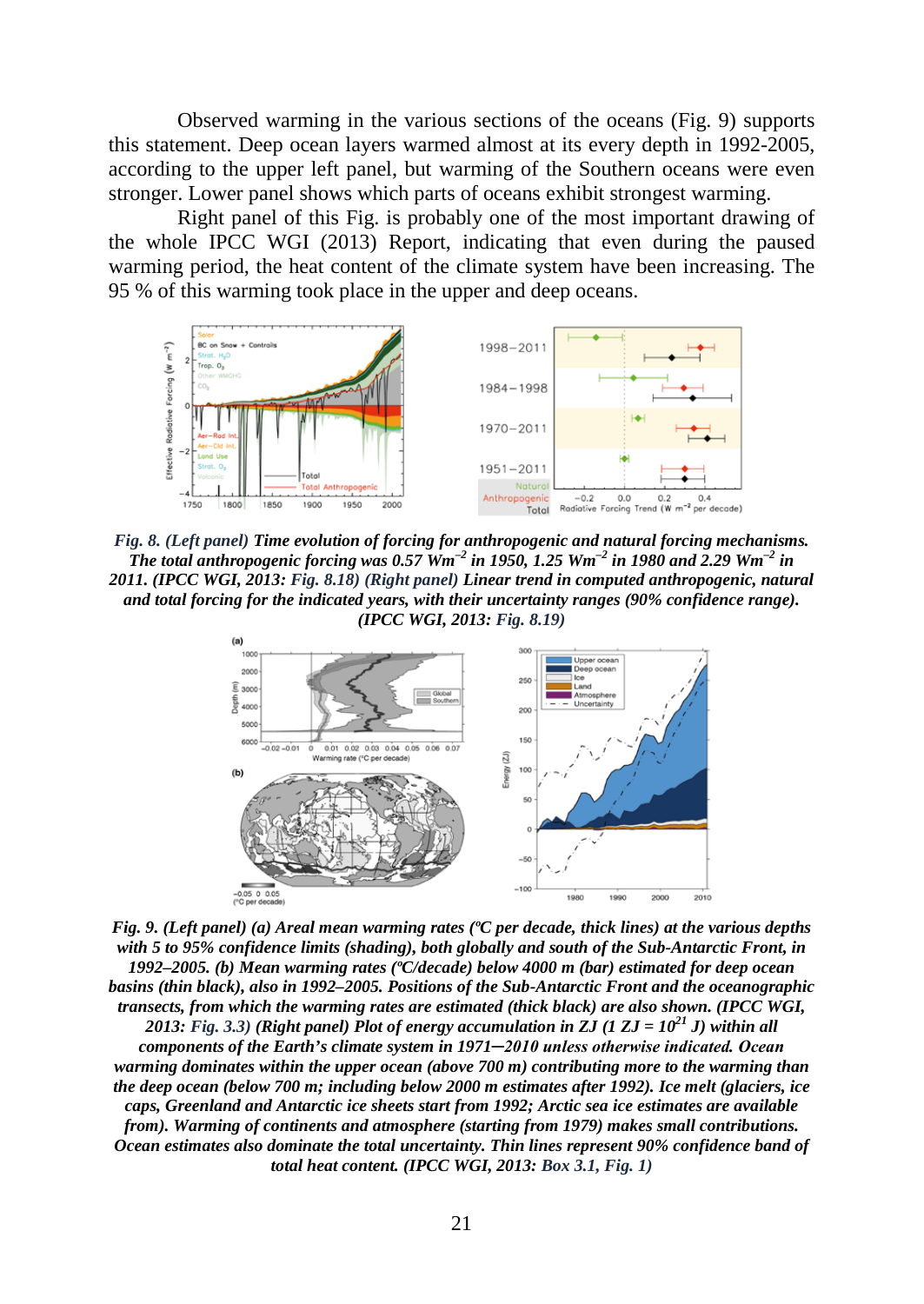Observed warming in the various sections of the oceans (Fig. 9) supports this statement. Deep ocean layers warmed almost at its every depth in 1992-2005, according to the upper left panel, but warming of the Southern oceans were even stronger. Lower panel shows which parts of oceans exhibit strongest warming.

Right panel of this Fig. is probably one of the most important drawing of the whole IPCC WGI (2013) Report, indicating that even during the paused warming period, the heat content of the climate system have been increasing. The 95 % of this warming took place in the upper and deep oceans.

Solar
BC on Snow + Contrails
Strat. $H_2O$
Trop. $O_3$
Other WMGHG
$CO_2$
Aer–Rad Int.
Aer–Cld Int.
Land Use
Strat. $O_3$
Volcanic
Total
Total Anthropogenic
Effective Radiative Forcing ($W m^{-2}$)
1750 1800 1850 1900 1950 2000

1998–2011
1984–1998
1970–2011
1951–2011
Natural
Anthropogenic
Total
−0.2 0.0 0.2 0.4
Radiative Forcing Trend ($W m^{-2}$ per decade)

***Fig. 8. (Left panel) Time evolution of forcing for anthropogenic and natural forcing mechanisms. The total anthropogenic forcing was 0.57 $Wm^{-2}$ in 1950, 1.25 $Wm^{-2}$ in 1980 and 2.29 $Wm^{-2}$ in 2011. (IPCC WGI, 2013: Fig. 8.18) (Right panel) Linear trend in computed anthropogenic, natural and total forcing for the indicated years, with their uncertainty ranges (90% confidence range). (IPCC WGI, 2013: Fig. 8.19)***

(a)
Depth (m)
Global
Southern
Warming rate (°C per decade)
(b)
−0.05 0 0.05
(°C per decade)

Upper ocean
Deep ocean
Ice
Land
Atmosphere
Uncertainty
Energy (ZJ)
1980 1990 2000 2010

***Fig. 9. (Left panel) (a) Areal mean warming rates (ºC per decade, thick lines) at the various depths with 5 to 95% confidence limits (shading), both globally and south of the Sub-Antarctic Front, in 1992–2005. (b) Mean warming rates (ºC/decade) below 4000 m (bar) estimated for deep ocean basins (thin black), also in 1992–2005. Positions of the Sub-Antarctic Front and the oceanographic transects, from which the warming rates are estimated (thick black) are also shown. (IPCC WGI, 2013: Fig. 3.3) (Right panel) Plot of energy accumulation in ZJ (1 ZJ = $10^{21}$ J) within all components of the Earth's climate system in 1971–2010 unless otherwise indicated. Ocean warming dominates within the upper ocean (above 700 m) contributing more to the warming than the deep ocean (below 700 m; including below 2000 m estimates after 1992). Ice melt (glaciers, ice caps, Greenland and Antarctic ice sheets start from 1992; Arctic sea ice estimates are available from). Warming of continents and atmosphere (starting from 1979) makes small contributions. Ocean estimates also dominate the total uncertainty. Thin lines represent 90% confidence band of total heat content. (IPCC WGI, 2013: Box 3.1, Fig. 1)***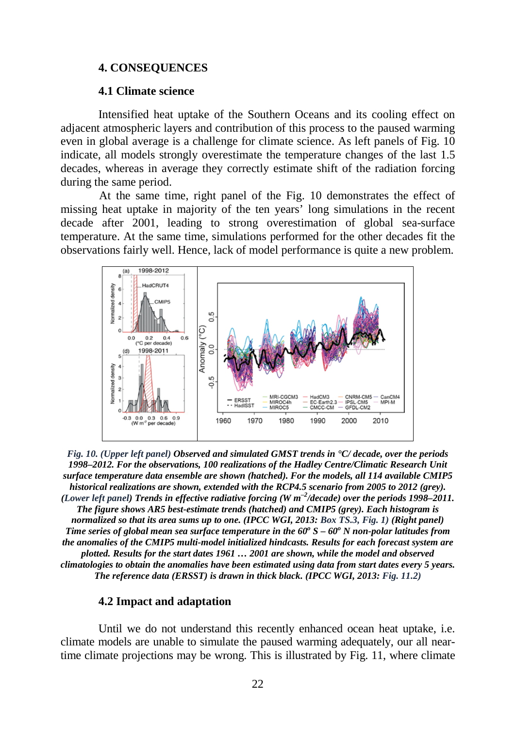## 4. CONSEQUENCES

### 4.1 Climate science

Intensified heat uptake of the Southern Oceans and its cooling effect on adjacent atmospheric layers and contribution of this process to the paused warming even in global average is a challenge for climate science. As left panels of Fig. 10 indicate, all models strongly overestimate the temperature changes of the last 1.5 decades, whereas in average they correctly estimate shift of the radiation forcing during the same period.

At the same time, right panel of the Fig. 10 demonstrates the effect of missing heat uptake in majority of the ten years' long simulations in the recent decade after 2001, leading to strong overestimation of global sea-surface temperature. At the same time, simulations performed for the other decades fit the observations fairly well. Hence, lack of model performance is quite a new problem.

(a) 1998-2012
HadCRUT4
CMIP5
Normalized density
(°C per decade)
(d) 1998-2011
Normalized density
(W m$^{-2}$ per decade)
Anomaly (°C)
ERSST
HadISST
MRI-CGCM3, MIROC4h, MIROC5, HadCM3, EC-Earth2.3, CMCC-CM, CNRM-CM5, IPSL-CM5, GFDL-CM2, CanCM4, MPI-M
1960 1970 1980 1990 2000 2010

***Fig. 10. (Upper left panel) Observed and simulated GMST trends in °C/ decade, over the periods 1998–2012. For the observations, 100 realizations of the Hadley Centre/Climatic Research Unit surface temperature data ensemble are shown (hatched). For the models, all 114 available CMIP5 historical realizations are shown, extended with the RCP4.5 scenario from 2005 to 2012 (grey). (Lower left panel) Trends in effective radiative forcing (W m$^{-2}$/decade) over the periods 1998–2011. The figure shows AR5 best-estimate trends (hatched) and CMIP5 (grey). Each histogram is normalized so that its area sums up to one. (IPCC WGI, 2013: Box TS.3, Fig. 1) (Right panel) Time series of global mean sea surface temperature in the 60° S – 60° N non-polar latitudes from the anomalies of the CMIP5 multi-model initialized hindcasts. Results for each forecast system are plotted. Results for the start dates 1961 … 2001 are shown, while the model and observed climatologies to obtain the anomalies have been estimated using data from start dates every 5 years. The reference data (ERSST) is drawn in thick black. (IPCC WGI, 2013: Fig. 11.2)***

### 4.2 Impact and adaptation

Until we do not understand this recently enhanced ocean heat uptake, i.e. climate models are unable to simulate the paused warming adequately, our all near-time climate projections may be wrong. This is illustrated by Fig. 11, where climate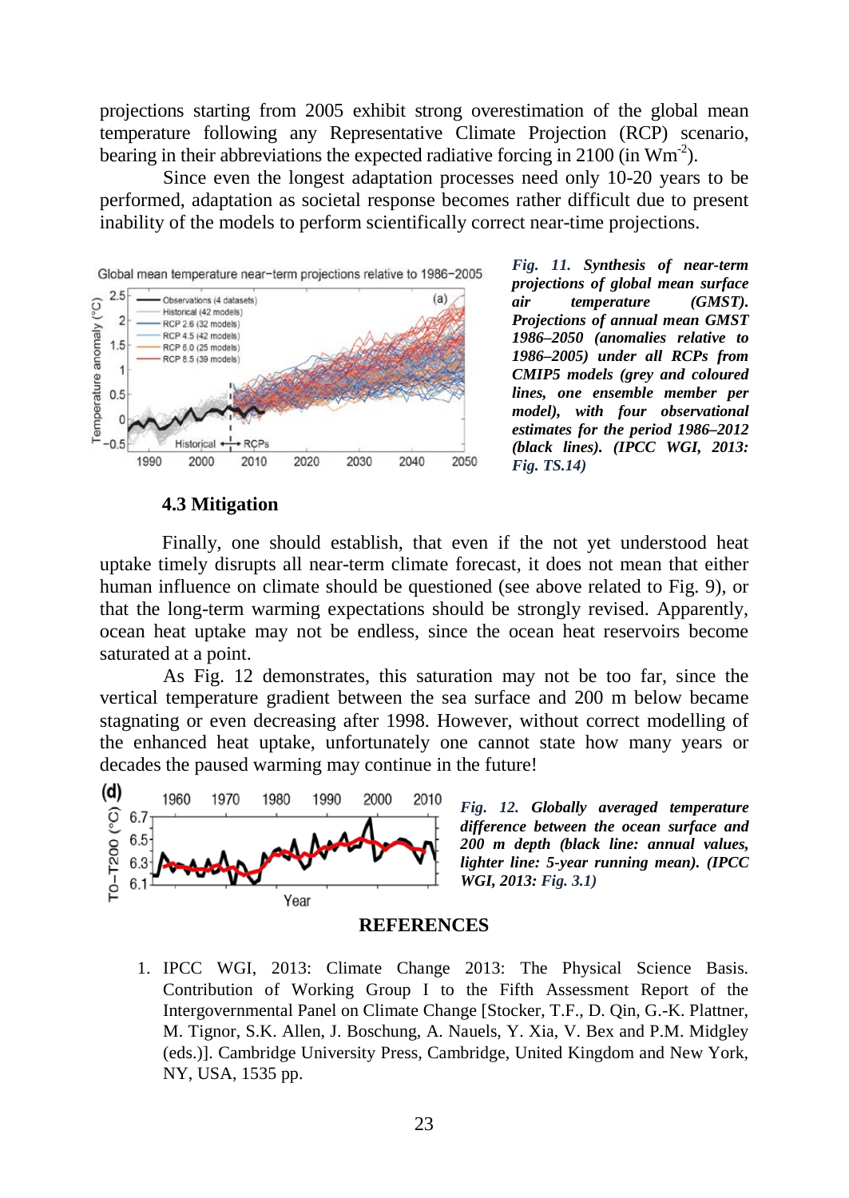projections starting from 2005 exhibit strong overestimation of the global mean temperature following any Representative Climate Projection (RCP) scenario, bearing in their abbreviations the expected radiative forcing in 2100 (in $Wm^{-2}$).

Since even the longest adaptation processes need only 10-20 years to be performed, adaptation as societal response becomes rather difficult due to present inability of the models to perform scientifically correct near-time projections.

Global mean temperature near−term projections relative to 1986−2005

(a)

Observations (4 datasets)
Historical (42 models)
RCP 2.6 (32 models)
RCP 4.5 (42 models)
RCP 6.0 (25 models)
RCP 8.5 (39 models)

Temperature anomaly (°C)

2.5
2
1.5
1
0.5
0
−0.5

Historical
RCPs

1990 2000 2010 2020 2030 2040 2050

***Fig. 11.* Synthesis of near-term projections of global mean surface air temperature (GMST). Projections of annual mean GMST 1986–2050 (anomalies relative to 1986–2005) under all RCPs from CMIP5 models (grey and coloured lines, one ensemble member per model), with four observational estimates for the period 1986–2012 (black lines). (IPCC WGI, 2013: Fig. TS.14)**

### 4.3 Mitigation

Finally, one should establish, that even if the not yet understood heat uptake timely disrupts all near-term climate forecast, it does not mean that either human influence on climate should be questioned (see above related to Fig. 9), or that the long-term warming expectations should be strongly revised. Apparently, ocean heat uptake may not be endless, since the ocean heat reservoirs become saturated at a point.

As Fig. 12 demonstrates, this saturation may not be too far, since the vertical temperature gradient between the sea surface and 200 m below became stagnating or even decreasing after 1998. However, without correct modelling of the enhanced heat uptake, unfortunately one cannot state how many years or decades the paused warming may continue in the future!

(d)

1960 1970 1980 1990 2000 2010

T0−T200 (°C)

6.7
6.5
6.3
6.1

Year

***Fig. 12.* Globally averaged temperature difference between the ocean surface and 200 m depth (black line: annual values, lighter line: 5-year running mean). (IPCC WGI, 2013: Fig. 3.1)**

## REFERENCES

1. IPCC WGI, 2013: Climate Change 2013: The Physical Science Basis. Contribution of Working Group I to the Fifth Assessment Report of the Intergovernmental Panel on Climate Change [Stocker, T.F., D. Qin, G.-K. Plattner, M. Tignor, S.K. Allen, J. Boschung, A. Nauels, Y. Xia, V. Bex and P.M. Midgley (eds.)]. Cambridge University Press, Cambridge, United Kingdom and New York, NY, USA, 1535 pp.